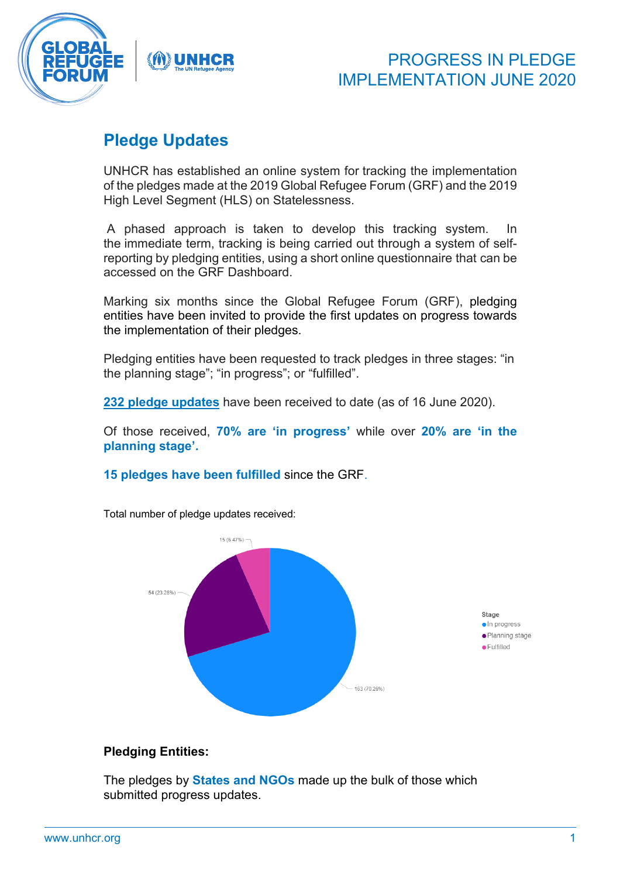# PROGRESS IN PLEDGE IMPLEMENTATION JUNE 2020

## Pledge Updates

UNHCR has established an online system for tracking the implementation of the pledges made at the 2019 Global Refugee Forum (GRF) and the 2019 High Level Segment (HLS) on Statelessness.

A phased approach is taken to develop this tracking system. In the immediate term, tracking is being carried out through a system of self-reporting by pledging entities, using a short online questionnaire that can be accessed on the GRF Dashboard.

Marking six months since the Global Refugee Forum (GRF), pledging entities have been invited to provide the first updates on progress towards the implementation of their pledges.

Pledging entities have been requested to track pledges in three stages: "in the planning stage"; "in progress"; or "fulfilled".

**232 pledge updates** have been received to date (as of 16 June 2020).

Of those received, **70% are 'in progress'** while over **20% are 'in the planning stage'.**

**15 pledges have been fulfilled** since the GRF.

Total number of pledge updates received:

| Stage | Number (%) |
| --- | --- |
| In progress | 163 (70.26%) |
| Planning stage | 54 (23.28%) |
| Fulfilled | 15 (6.47%) |

**Pledging Entities:**

The pledges by **States and NGOs** made up the bulk of those which submitted progress updates.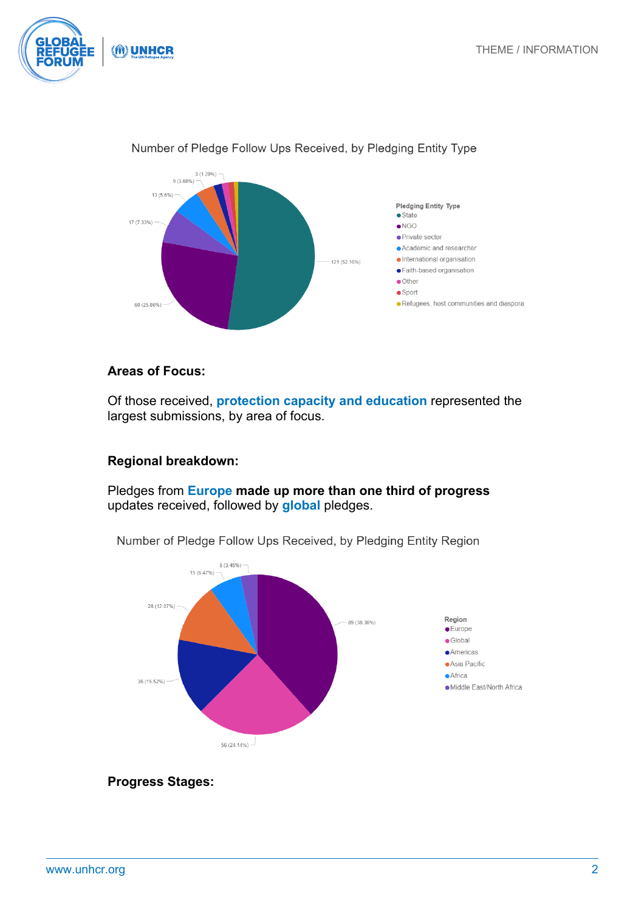Number of Pledge Follow Ups Received, by Pledging Entity Type

Pledging Entity Type
- State
- NGO
- Private sector
- Academic and researcher
- International organisation
- Faith-based organisation
- Other
- Sport
- Refugees, host communities and diaspora

121 (52.16%)
60 (25.86%)
17 (7.33%)
13 (5.6%)
9 (3.88%)
3 (1.29%)

### Areas of Focus:

Of those received, **protection capacity and education** represented the largest submissions, by area of focus.

### Regional breakdown:

Pledges from **Europe made up more than one third of progress** updates received, followed by **global** pledges.

Number of Pledge Follow Ups Received, by Pledging Entity Region

Region
- Europe
- Global
- Americas
- Asia Pacific
- Africa
- Middle East/North Africa

89 (38.36%)
56 (24.14%)
36 (15.52%)
28 (12.07%)
15 (6.47%)
8 (3.45%)

### Progress Stages: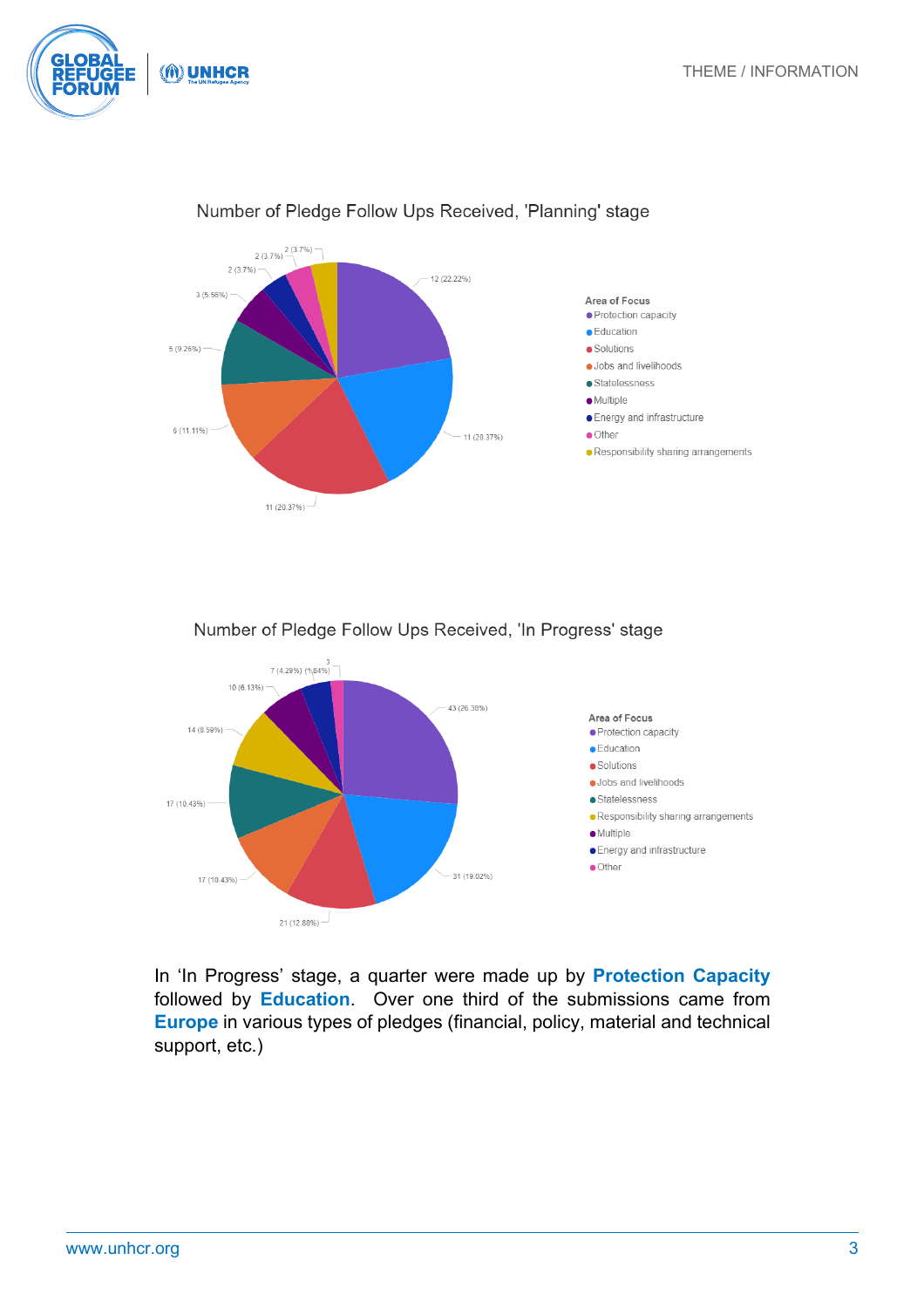Number of Pledge Follow Ups Received, 'Planning' stage

| Area of Focus | Count (%) |
|---|---|
| Protection capacity | 12 (22.22%) |
| Education | 11 (20.37%) |
| Solutions | 11 (20.37%) |
| Jobs and livelihoods | 6 (11.11%) |
| Statelessness | 5 (9.26%) |
| Multiple | 3 (5.56%) |
| Energy and infrastructure | 2 (3.7%) |
| Other | 2 (3.7%) |
| Responsibility sharing arrangements | 2 (3.7%) |

Number of Pledge Follow Ups Received, 'In Progress' stage

| Area of Focus | Count (%) |
|---|---|
| Protection capacity | 43 (26.38%) |
| Education | 31 (19.02%) |
| Solutions | 21 (12.88%) |
| Jobs and livelihoods | 17 (10.43%) |
| Statelessness | 17 (10.43%) |
| Responsibility sharing arrangements | 14 (8.59%) |
| Multiple | 10 (6.13%) |
| Energy and infrastructure | 7 (4.29%) |
| Other | 3 (1.84%) |

In 'In Progress' stage, a quarter were made up by **Protection Capacity** followed by **Education**. Over one third of the submissions came from **Europe** in various types of pledges (financial, policy, material and technical support, etc.)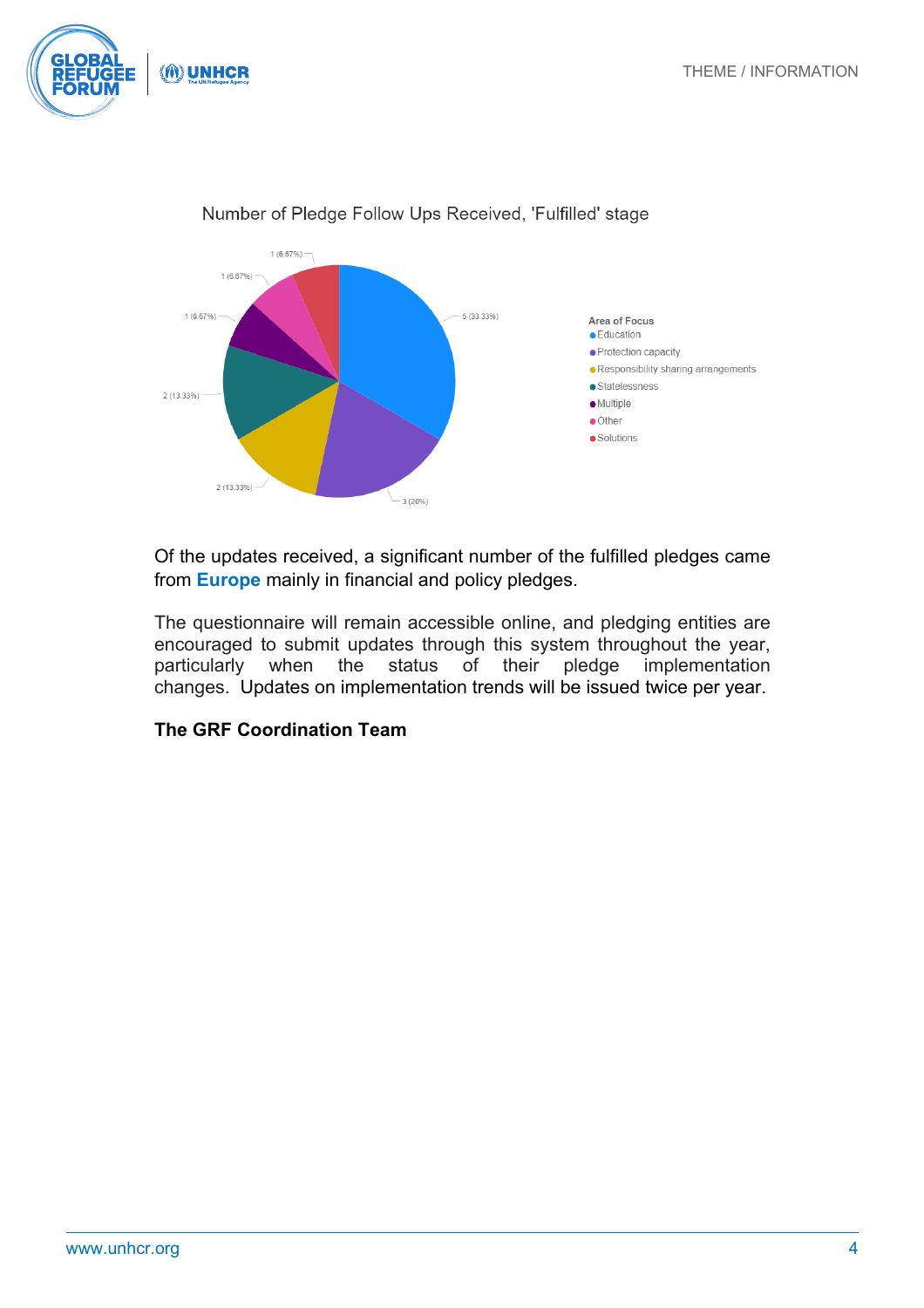Number of Pledge Follow Ups Received, 'Fulfilled' stage

1 (6.67%)

1 (6.67%)

1 (6.67%)

5 (33.33%)

2 (13.33%)

2 (13.33%)

3 (20%)

Area of Focus

- Education
- Protection capacity
- Responsibility sharing arrangements
- Statelessness
- Multiple
- Other
- Solutions

Of the updates received, a significant number of the fulfilled pledges came from **Europe** mainly in financial and policy pledges.

The questionnaire will remain accessible online, and pledging entities are encouraged to submit updates through this system throughout the year, particularly when the status of their pledge implementation changes. Updates on implementation trends will be issued twice per year.

**The GRF Coordination Team**